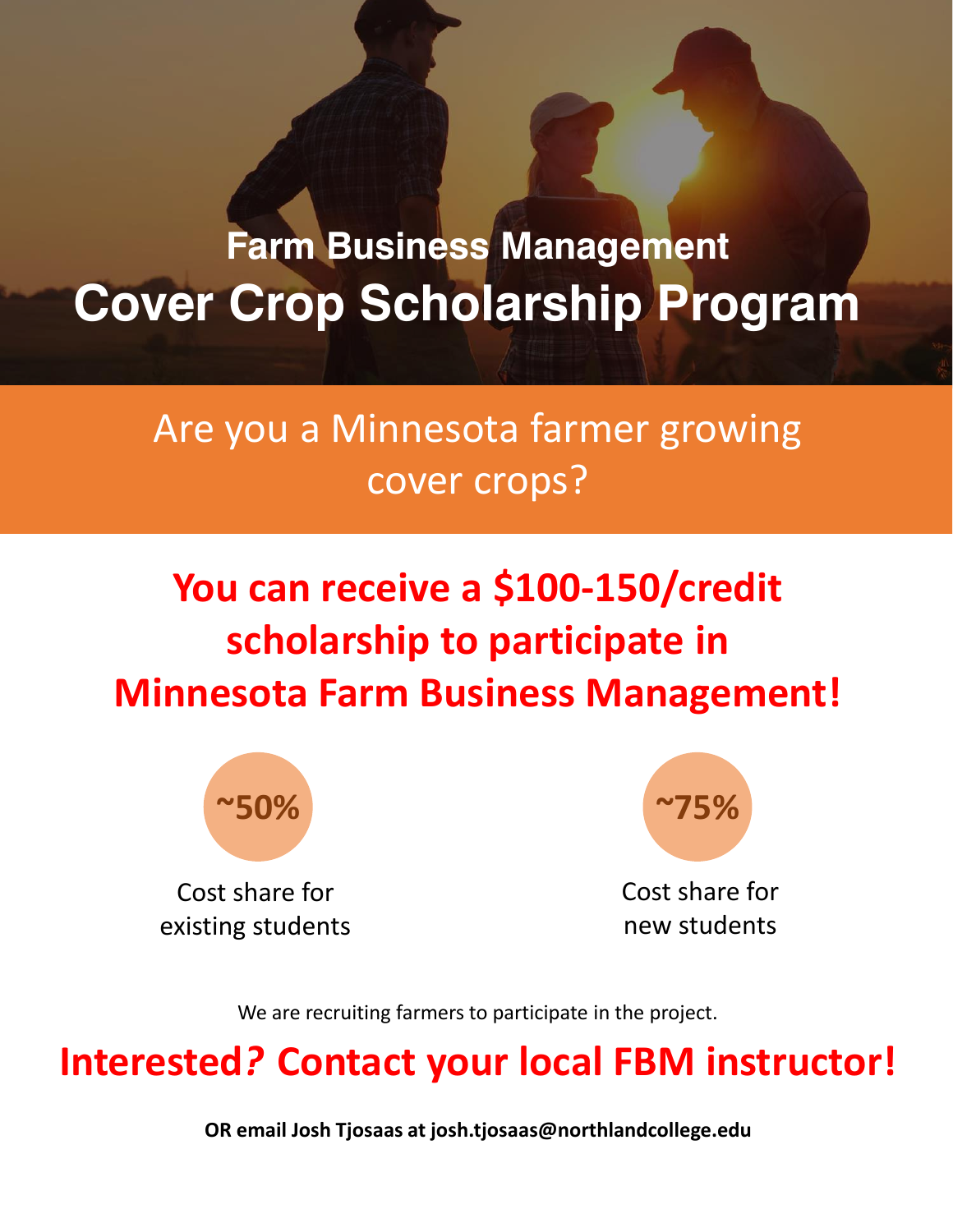## Farm Business Management

# Cover Crop Scholarship Program

Are you a Minnesota farmer growing cover crops?

## You can receive a $100-150/credit scholarship to participate in Minnesota Farm Business Management!

**~50%**

Cost share for existing students

**~75%**

Cost share for new students

We are recruiting farmers to participate in the project.

## Interested? Contact your local FBM instructor!

**OR email Josh Tjosaas at josh.tjosaas@northlandcollege.edu**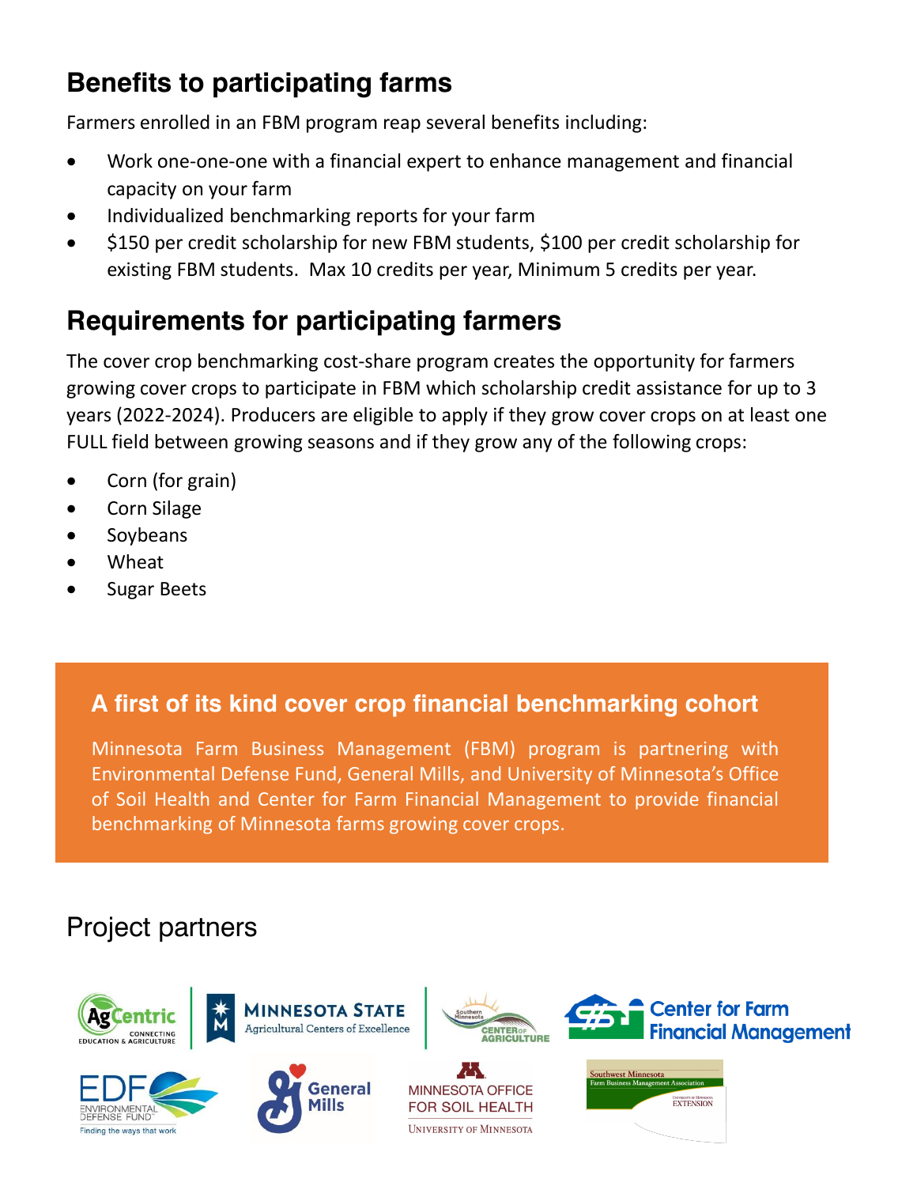## Benefits to participating farms

Farmers enrolled in an FBM program reap several benefits including:

- Work one-one-one with a financial expert to enhance management and financial capacity on your farm
- Individualized benchmarking reports for your farm
- $150 per credit scholarship for new FBM students, $100 per credit scholarship for existing FBM students. Max 10 credits per year, Minimum 5 credits per year.

## Requirements for participating farmers

The cover crop benchmarking cost-share program creates the opportunity for farmers growing cover crops to participate in FBM which scholarship credit assistance for up to 3 years (2022-2024). Producers are eligible to apply if they grow cover crops on at least one FULL field between growing seasons and if they grow any of the following crops:

- Corn (for grain)
- Corn Silage
- Soybeans
- Wheat
- Sugar Beets

### A first of its kind cover crop financial benchmarking cohort

Minnesota Farm Business Management (FBM) program is partnering with Environmental Defense Fund, General Mills, and University of Minnesota's Office of Soil Health and Center for Farm Financial Management to provide financial benchmarking of Minnesota farms growing cover crops.

## Project partners

AgCentric Connecting Education & Agriculture

Minnesota State Agricultural Centers of Excellence

Southern Minnesota Center of Agriculture

Center for Farm Financial Management

EDF Environmental Defense Fund – Finding the ways that work

General Mills

Minnesota Office for Soil Health – University of Minnesota

Southwest Minnesota Farm Business Management Association – University of Minnesota Extension